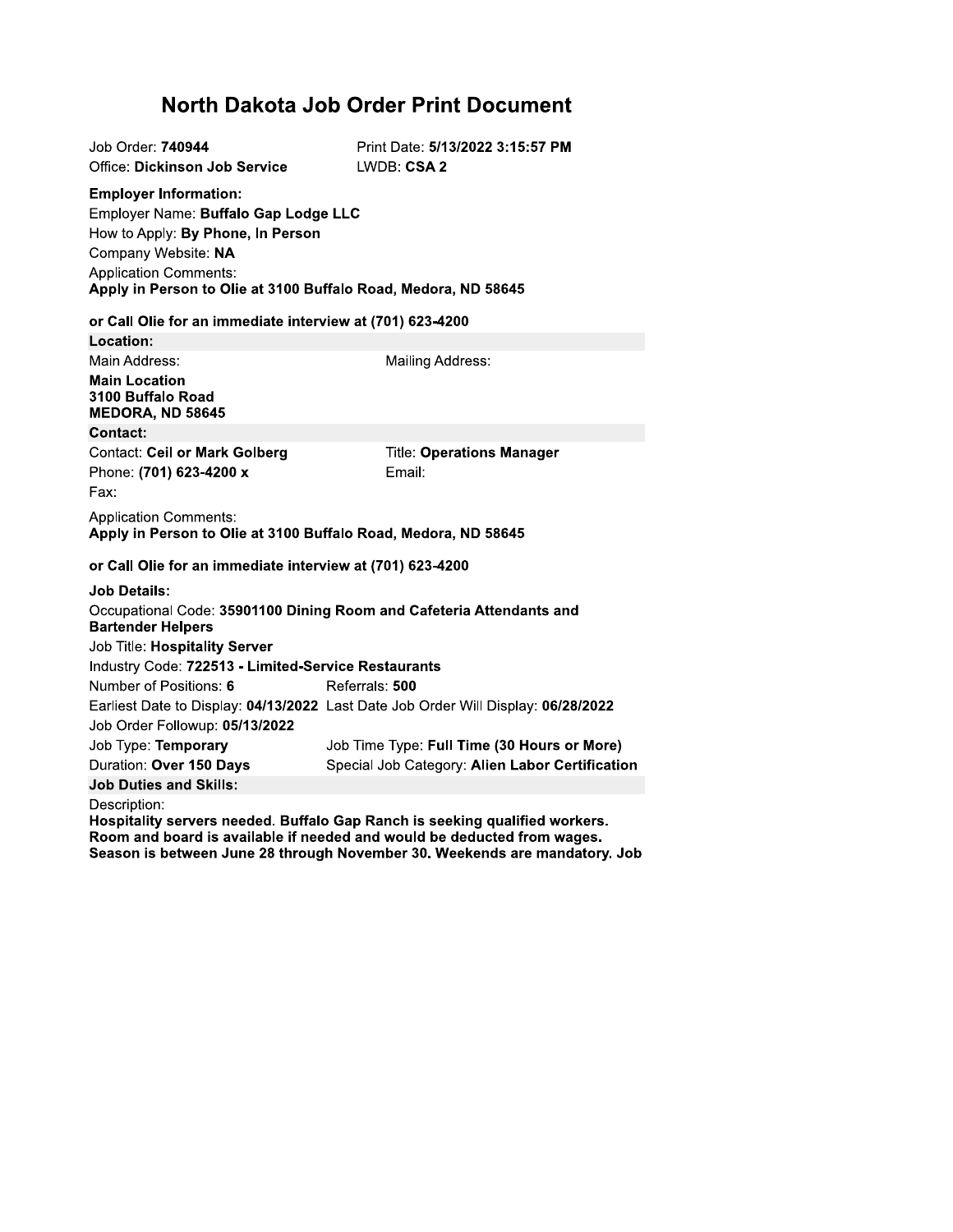# North Dakota Job Order Print Document

Job Order: **740944**
Print Date: **5/13/2022 3:15:57 PM**
Office: **Dickinson Job Service**
LWDB: **CSA 2**

**Employer Information:**

Employer Name: **Buffalo Gap Lodge LLC**
How to Apply: **By Phone, In Person**
Company Website: **NA**
Application Comments:
**Apply in Person to Olie at 3100 Buffalo Road, Medora, ND 58645**

**or Call Olie for an immediate interview at (701) 623-4200**

**Location:**

Main Address:
**Main Location**
**3100 Buffalo Road**
**MEDORA, ND 58645**

Mailing Address:

**Contact:**

Contact: **Ceil or Mark Golberg**
Title: **Operations Manager**
Phone: **(701) 623-4200 x**
Email:
Fax:

Application Comments:
**Apply in Person to Olie at 3100 Buffalo Road, Medora, ND 58645**

**or Call Olie for an immediate interview at (701) 623-4200**

**Job Details:**

Occupational Code: **35901100 Dining Room and Cafeteria Attendants and Bartender Helpers**
Job Title: **Hospitality Server**
Industry Code: **722513 - Limited-Service Restaurants**
Number of Positions: **6**
Referrals: **500**
Earliest Date to Display: **04/13/2022**
Last Date Job Order Will Display: **06/28/2022**
Job Order Followup: **05/13/2022**
Job Type: **Temporary**
Job Time Type: **Full Time (30 Hours or More)**
Duration: **Over 150 Days**
Special Job Category: **Alien Labor Certification**

**Job Duties and Skills:**

Description:
**Hospitality servers needed. Buffalo Gap Ranch is seeking qualified workers. Room and board is available if needed and would be deducted from wages. Season is between June 28 through November 30. Weekends are mandatory. Job**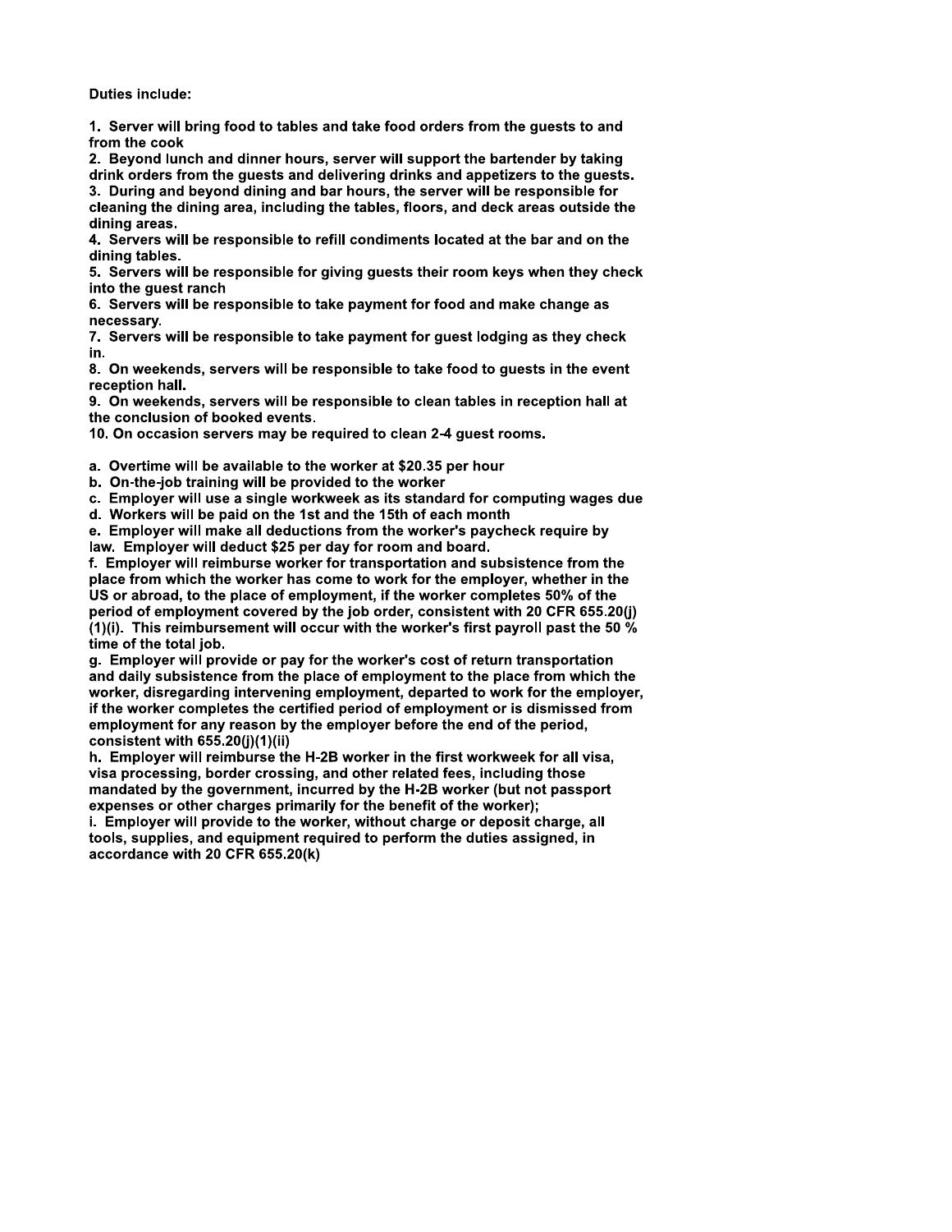**Duties include:**

1. Server will bring food to tables and take food orders from the guests to and from the cook
2. Beyond lunch and dinner hours, server will support the bartender by taking drink orders from the guests and delivering drinks and appetizers to the guests.
3. During and beyond dining and bar hours, the server will be responsible for cleaning the dining area, including the tables, floors, and deck areas outside the dining areas.
4. Servers will be responsible to refill condiments located at the bar and on the dining tables.
5. Servers will be responsible for giving guests their room keys when they check into the guest ranch
6. Servers will be responsible to take payment for food and make change as necessary.
7. Servers will be responsible to take payment for guest lodging as they check in.
8. On weekends, servers will be responsible to take food to guests in the event reception hall.
9. On weekends, servers will be responsible to clean tables in reception hall at the conclusion of booked events.
10. On occasion servers may be required to clean 2-4 guest rooms.

a. Overtime will be available to the worker at $20.35 per hour
b. On-the-job training will be provided to the worker
c. Employer will use a single workweek as its standard for computing wages due
d. Workers will be paid on the 1st and the 15th of each month
e. Employer will make all deductions from the worker's paycheck require by law. Employer will deduct $25 per day for room and board.
f. Employer will reimburse worker for transportation and subsistence from the place from which the worker has come to work for the employer, whether in the US or abroad, to the place of employment, if the worker completes 50% of the period of employment covered by the job order, consistent with 20 CFR 655.20(j)(1)(i). This reimbursement will occur with the worker's first payroll past the 50 % time of the total job.
g. Employer will provide or pay for the worker's cost of return transportation and daily subsistence from the place of employment to the place from which the worker, disregarding intervening employment, departed to work for the employer, if the worker completes the certified period of employment or is dismissed from employment for any reason by the employer before the end of the period, consistent with 655.20(j)(1)(ii)
h. Employer will reimburse the H-2B worker in the first workweek for all visa, visa processing, border crossing, and other related fees, including those mandated by the government, incurred by the H-2B worker (but not passport expenses or other charges primarily for the benefit of the worker);
i. Employer will provide to the worker, without charge or deposit charge, all tools, supplies, and equipment required to perform the duties assigned, in accordance with 20 CFR 655.20(k)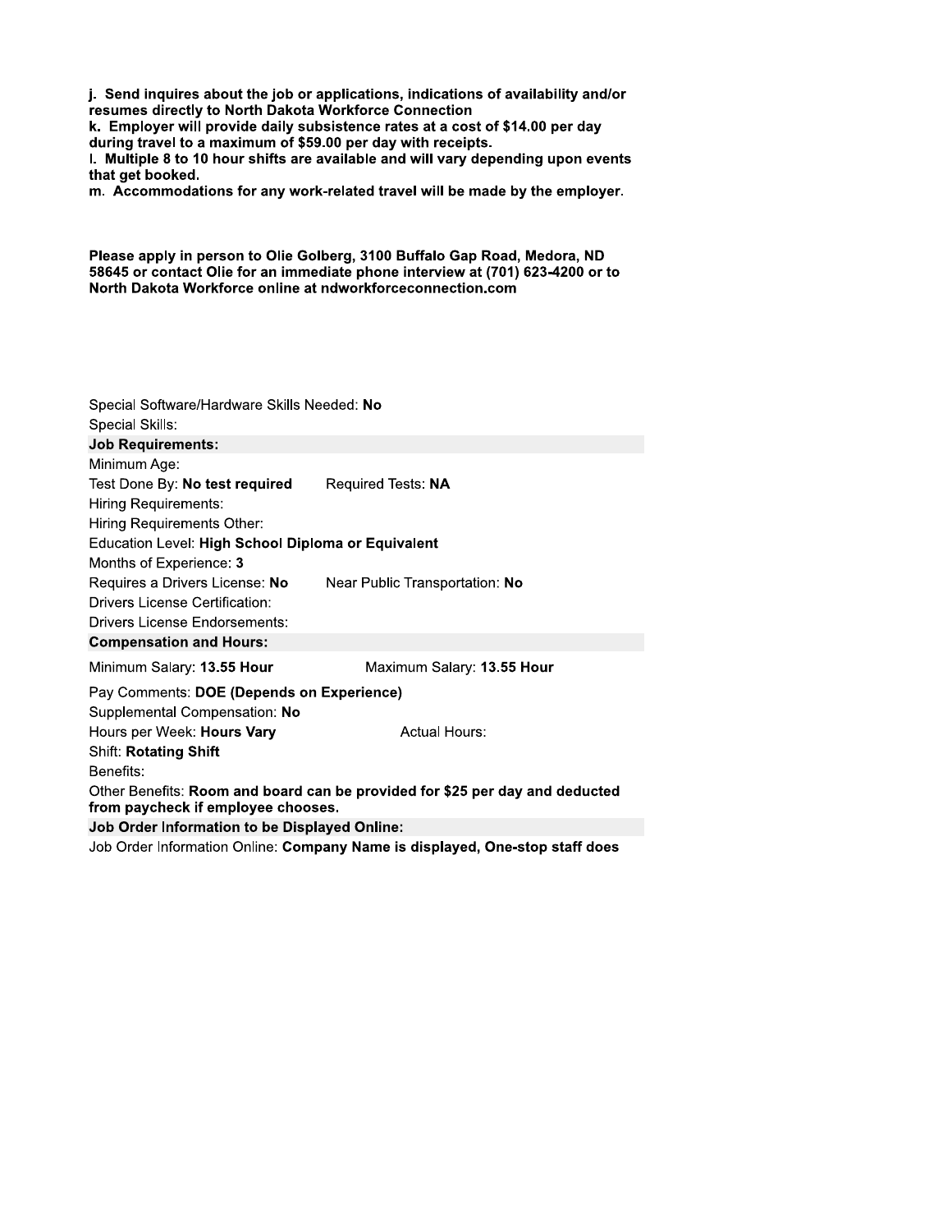**j. Send inquires about the job or applications, indications of availability and/or resumes directly to North Dakota Workforce Connection**
**k. Employer will provide daily subsistence rates at a cost of $14.00 per day during travel to a maximum of $59.00 per day with receipts.**
**l. Multiple 8 to 10 hour shifts are available and will vary depending upon events that get booked.**
**m. Accommodations for any work-related travel will be made by the employer.**

**Please apply in person to Olie Golberg, 3100 Buffalo Gap Road, Medora, ND 58645 or contact Olie for an immediate phone interview at (701) 623-4200 or to North Dakota Workforce online at ndworkforceconnection.com**

Special Software/Hardware Skills Needed: **No**
Special Skills:

**Job Requirements:**

Minimum Age:
Test Done By: **No test required** Required Tests: **NA**
Hiring Requirements:
Hiring Requirements Other:
Education Level: **High School Diploma or Equivalent**
Months of Experience: **3**
Requires a Drivers License: **No** Near Public Transportation: **No**
Drivers License Certification:
Drivers License Endorsements:

**Compensation and Hours:**

Minimum Salary: **13.55 Hour** Maximum Salary: **13.55 Hour**
Pay Comments: **DOE (Depends on Experience)**
Supplemental Compensation: **No**
Hours per Week: **Hours Vary** Actual Hours:
Shift: **Rotating Shift**
Benefits:
Other Benefits: **Room and board can be provided for $25 per day and deducted from paycheck if employee chooses.**

**Job Order Information to be Displayed Online:**

Job Order Information Online: **Company Name is displayed, One-stop staff does**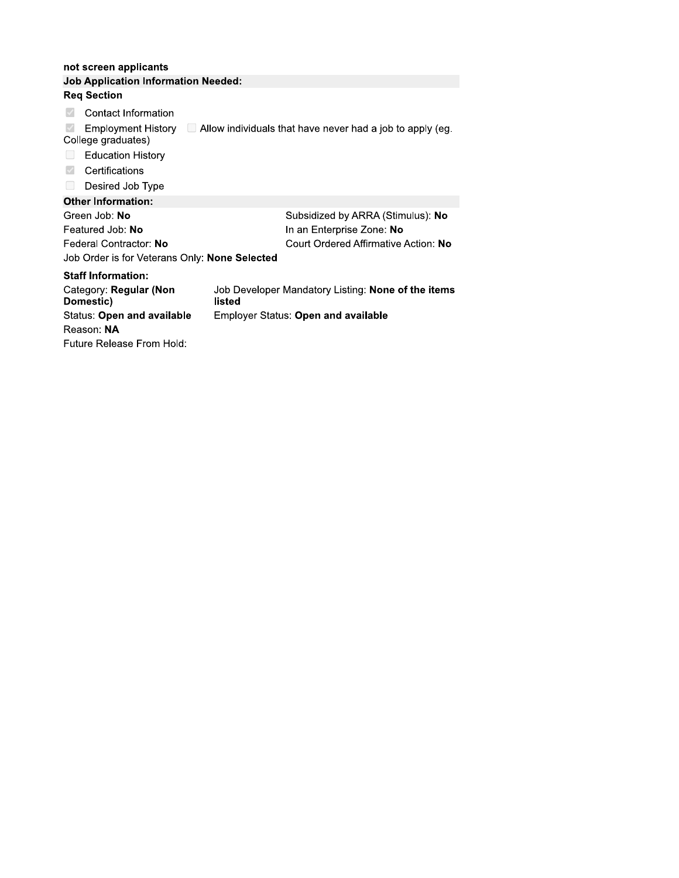**not screen applicants**

**Job Application Information Needed:**

**Req Section**

- [x] Contact Information
- [x] Employment History  - [ ] Allow individuals that have never had a job to apply (eg. College graduates)
- [ ] Education History
- [x] Certifications
- [ ] Desired Job Type

**Other Information:**

Green Job: **No**

Subsidized by ARRA (Stimulus): **No**

Featured Job: **No**

In an Enterprise Zone: **No**

Federal Contractor: **No**

Court Ordered Affirmative Action: **No**

Job Order is for Veterans Only: **None Selected**

**Staff Information:**

Category: **Regular (Non Domestic)**

Job Developer Mandatory Listing: **None of the items listed**

Status: **Open and available**

Employer Status: **Open and available**

Reason: **NA**

Future Release From Hold: